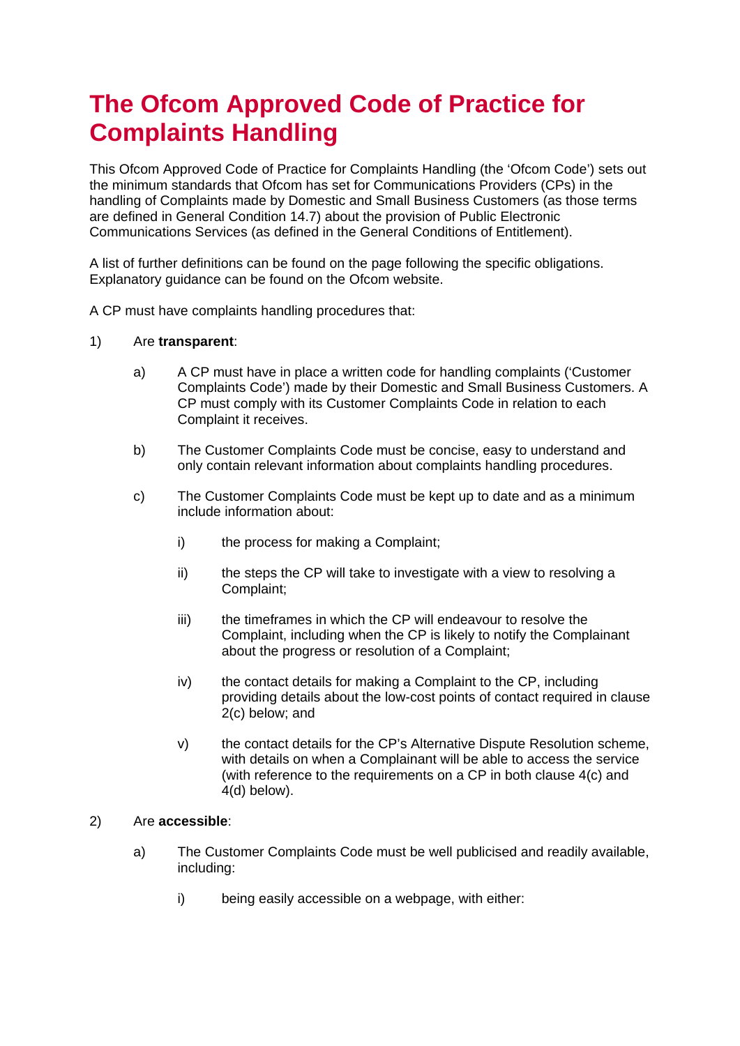# The Ofcom Approved Code of Practice for Complaints Handling

This Ofcom Approved Code of Practice for Complaints Handling (the 'Ofcom Code') sets out the minimum standards that Ofcom has set for Communications Providers (CPs) in the handling of Complaints made by Domestic and Small Business Customers (as those terms are defined in General Condition 14.7) about the provision of Public Electronic Communications Services (as defined in the General Conditions of Entitlement).

A list of further definitions can be found on the page following the specific obligations. Explanatory guidance can be found on the Ofcom website.

A CP must have complaints handling procedures that:

1) Are **transparent**:

   a) A CP must have in place a written code for handling complaints ('Customer Complaints Code') made by their Domestic and Small Business Customers. A CP must comply with its Customer Complaints Code in relation to each Complaint it receives.

   b) The Customer Complaints Code must be concise, easy to understand and only contain relevant information about complaints handling procedures.

   c) The Customer Complaints Code must be kept up to date and as a minimum include information about:

      i) the process for making a Complaint;

      ii) the steps the CP will take to investigate with a view to resolving a Complaint;

      iii) the timeframes in which the CP will endeavour to resolve the Complaint, including when the CP is likely to notify the Complainant about the progress or resolution of a Complaint;

      iv) the contact details for making a Complaint to the CP, including providing details about the low-cost points of contact required in clause 2(c) below; and

      v) the contact details for the CP's Alternative Dispute Resolution scheme, with details on when a Complainant will be able to access the service (with reference to the requirements on a CP in both clause 4(c) and 4(d) below).

2) Are **accessible**:

   a) The Customer Complaints Code must be well publicised and readily available, including:

      i) being easily accessible on a webpage, with either: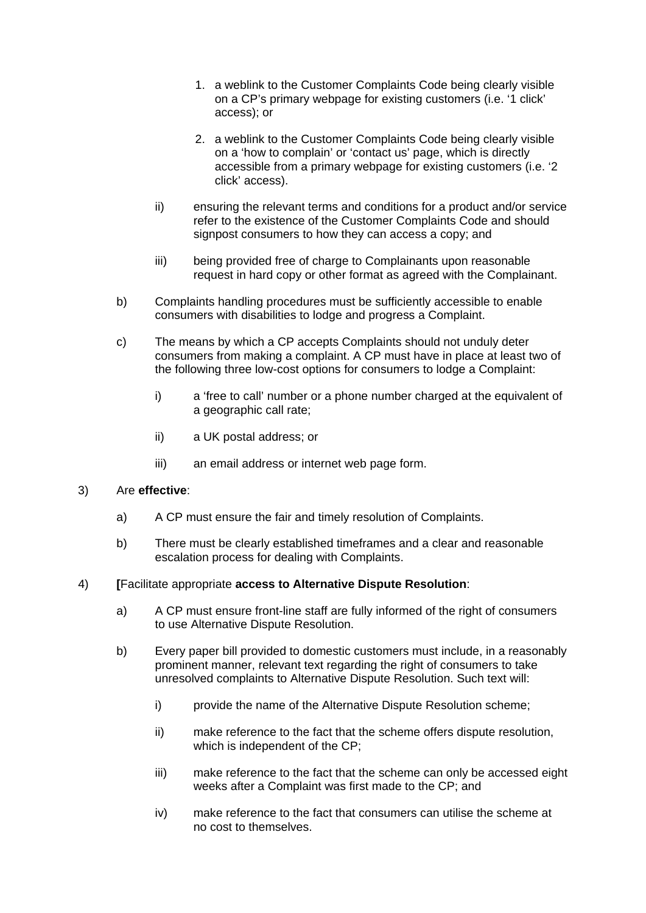1. a weblink to the Customer Complaints Code being clearly visible on a CP's primary webpage for existing customers (i.e. '1 click' access); or

2. a weblink to the Customer Complaints Code being clearly visible on a 'how to complain' or 'contact us' page, which is directly accessible from a primary webpage for existing customers (i.e. '2 click' access).

ii) ensuring the relevant terms and conditions for a product and/or service refer to the existence of the Customer Complaints Code and should signpost consumers to how they can access a copy; and

iii) being provided free of charge to Complainants upon reasonable request in hard copy or other format as agreed with the Complainant.

b) Complaints handling procedures must be sufficiently accessible to enable consumers with disabilities to lodge and progress a Complaint.

c) The means by which a CP accepts Complaints should not unduly deter consumers from making a complaint. A CP must have in place at least two of the following three low-cost options for consumers to lodge a Complaint:

i) a 'free to call' number or a phone number charged at the equivalent of a geographic call rate;

ii) a UK postal address; or

iii) an email address or internet web page form.

3) Are **effective**:

a) A CP must ensure the fair and timely resolution of Complaints.

b) There must be clearly established timeframes and a clear and reasonable escalation process for dealing with Complaints.

4) **[**Facilitate appropriate **access to Alternative Dispute Resolution**:

a) A CP must ensure front-line staff are fully informed of the right of consumers to use Alternative Dispute Resolution.

b) Every paper bill provided to domestic customers must include, in a reasonably prominent manner, relevant text regarding the right of consumers to take unresolved complaints to Alternative Dispute Resolution. Such text will:

i) provide the name of the Alternative Dispute Resolution scheme;

ii) make reference to the fact that the scheme offers dispute resolution, which is independent of the CP;

iii) make reference to the fact that the scheme can only be accessed eight weeks after a Complaint was first made to the CP; and

iv) make reference to the fact that consumers can utilise the scheme at no cost to themselves.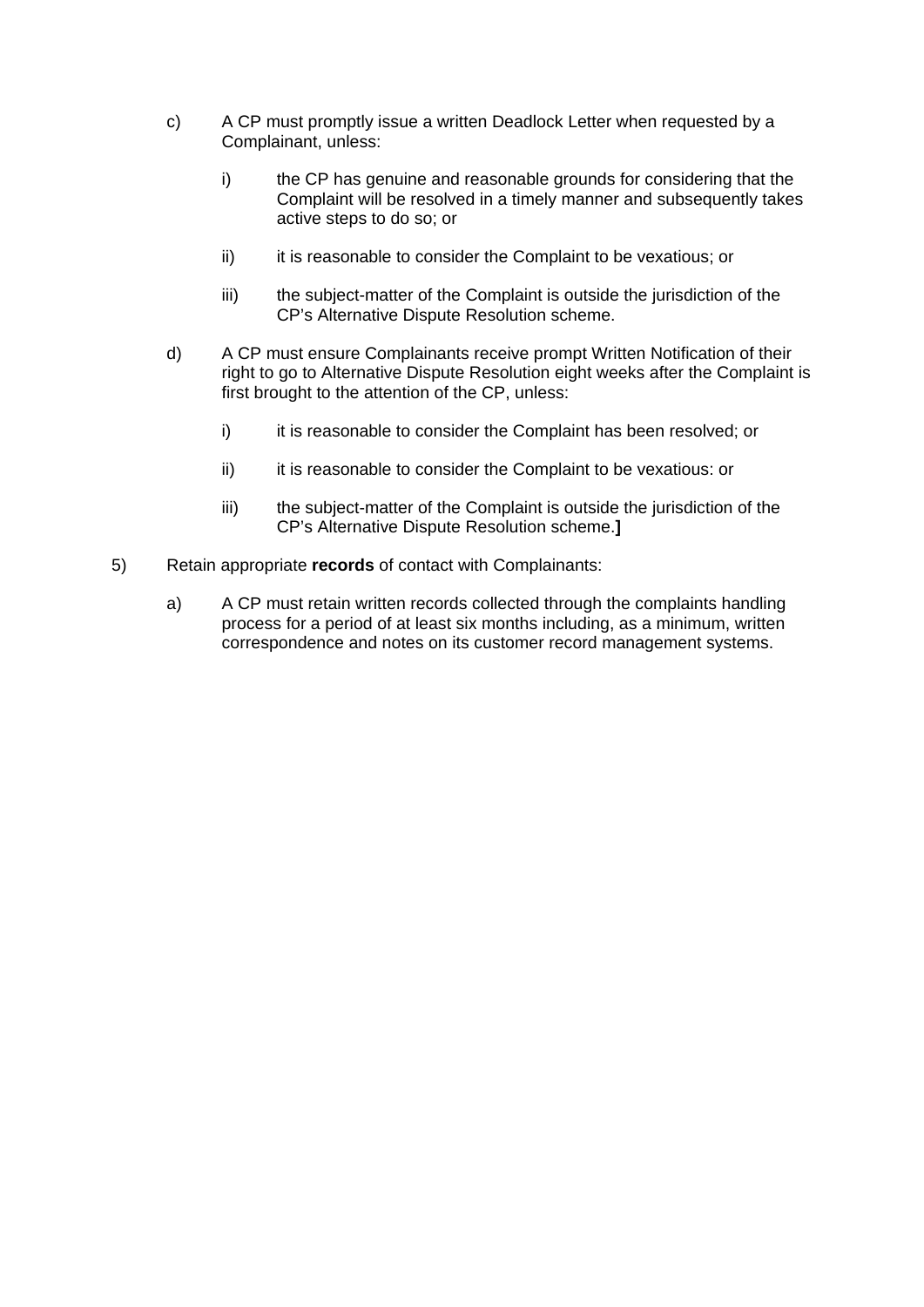c) A CP must promptly issue a written Deadlock Letter when requested by a Complainant, unless:

   i) the CP has genuine and reasonable grounds for considering that the Complaint will be resolved in a timely manner and subsequently takes active steps to do so; or

   ii) it is reasonable to consider the Complaint to be vexatious; or

   iii) the subject-matter of the Complaint is outside the jurisdiction of the CP's Alternative Dispute Resolution scheme.

d) A CP must ensure Complainants receive prompt Written Notification of their right to go to Alternative Dispute Resolution eight weeks after the Complaint is first brought to the attention of the CP, unless:

   i) it is reasonable to consider the Complaint has been resolved; or

   ii) it is reasonable to consider the Complaint to be vexatious: or

   iii) the subject-matter of the Complaint is outside the jurisdiction of the CP's Alternative Dispute Resolution scheme.**]**

5) Retain appropriate **records** of contact with Complainants:

   a) A CP must retain written records collected through the complaints handling process for a period of at least six months including, as a minimum, written correspondence and notes on its customer record management systems.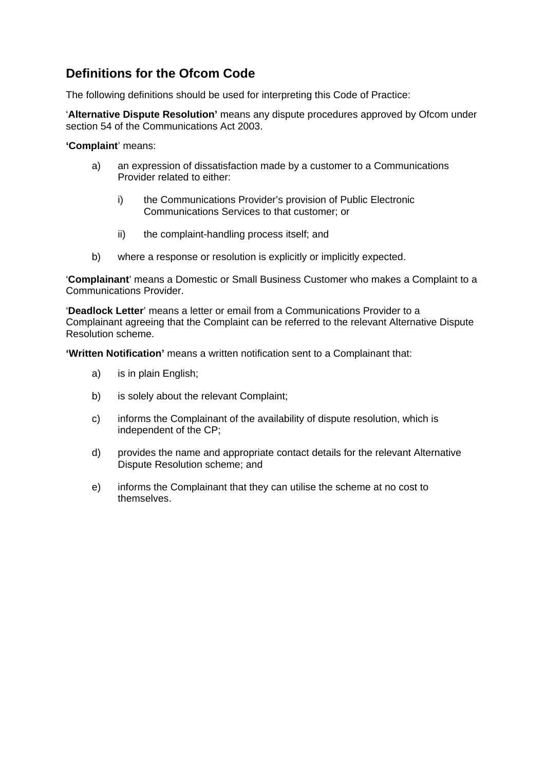## Definitions for the Ofcom Code

The following definitions should be used for interpreting this Code of Practice:

'**Alternative Dispute Resolution'** means any dispute procedures approved by Ofcom under section 54 of the Communications Act 2003.

**'Complaint**' means:

a) an expression of dissatisfaction made by a customer to a Communications Provider related to either:

   i) the Communications Provider's provision of Public Electronic Communications Services to that customer; or

   ii) the complaint-handling process itself; and

b) where a response or resolution is explicitly or implicitly expected.

'**Complainant**' means a Domestic or Small Business Customer who makes a Complaint to a Communications Provider.

'**Deadlock Letter**' means a letter or email from a Communications Provider to a Complainant agreeing that the Complaint can be referred to the relevant Alternative Dispute Resolution scheme.

**'Written Notification'** means a written notification sent to a Complainant that:

a) is in plain English;

b) is solely about the relevant Complaint;

c) informs the Complainant of the availability of dispute resolution, which is independent of the CP;

d) provides the name and appropriate contact details for the relevant Alternative Dispute Resolution scheme; and

e) informs the Complainant that they can utilise the scheme at no cost to themselves.